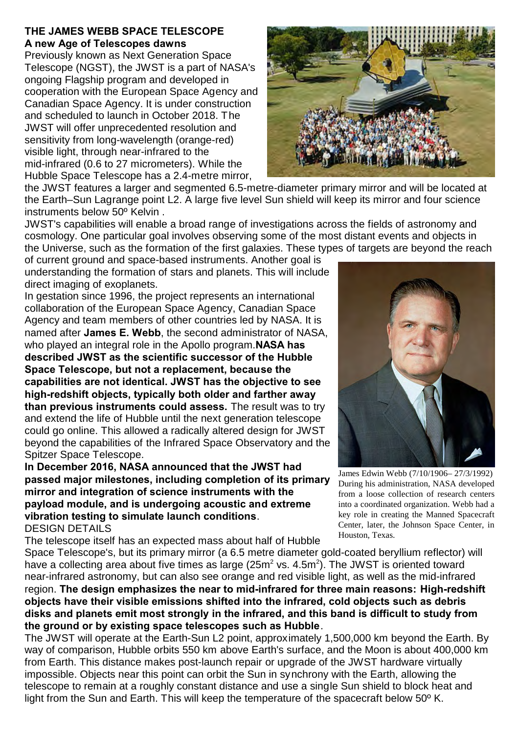**THE JAMES WEBB SPACE TELESCOPE**

**A new Age of Telescopes dawns**

Previously known as Next Generation Space Telescope (NGST), the JWST is a part of NASA's ongoing Flagship program and developed in cooperation with the European Space Agency and Canadian Space Agency. It is under construction and scheduled to launch in October 2018. The JWST will offer unprecedented resolution and sensitivity from long-wavelength (orange-red) visible light, through near-infrared to the mid-infrared (0.6 to 27 micrometers). While the Hubble Space Telescope has a 2.4-metre mirror, the JWST features a larger and segmented 6.5-metre-diameter primary mirror and will be located at the Earth–Sun Lagrange point L2. A large five level Sun shield will keep its mirror and four science instruments below 50º Kelvin .

JWST's capabilities will enable a broad range of investigations across the fields of astronomy and cosmology. One particular goal involves observing some of the most distant events and objects in the Universe, such as the formation of the first galaxies. These types of targets are beyond the reach of current ground and space-based instruments. Another goal is understanding the formation of stars and planets. This will include direct imaging of exoplanets.

In gestation since 1996, the project represents an international collaboration of the European Space Agency, Canadian Space Agency and team members of other countries led by NASA. It is named after **James E. Webb**, the second administrator of NASA, who played an integral role in the Apollo program.**NASA has described JWST as the scientific successor of the Hubble Space Telescope, but not a replacement, because the capabilities are not identical. JWST has the objective to see high-redshift objects, typically both older and farther away than previous instruments could assess.** The result was to try and extend the life of Hubble until the next generation telescope could go online. This allowed a radically altered design for JWST beyond the capabilities of the Infrared Space Observatory and the Spitzer Space Telescope.

**In December 2016, NASA announced that the JWST had passed major milestones, including completion of its primary mirror and integration of science instruments with the payload module, and is undergoing acoustic and extreme vibration testing to simulate launch conditions**.

James Edwin Webb (7/10/1906– 27/3/1992) During his administration, NASA developed from a loose collection of research centers into a coordinated organization. Webb had a key role in creating the Manned Spacecraft Center, later, the Johnson Space Center, in Houston, Texas.

DESIGN DETAILS

The telescope itself has an expected mass about half of Hubble Space Telescope's, but its primary mirror (a 6.5 metre diameter gold-coated beryllium reflector) will have a collecting area about five times as large (25m$^2$ vs. 4.5m$^2$). The JWST is oriented toward near-infrared astronomy, but can also see orange and red visible light, as well as the mid-infrared region. **The design emphasizes the near to mid-infrared for three main reasons: High-redshift objects have their visible emissions shifted into the infrared, cold objects such as debris disks and planets emit most strongly in the infrared, and this band is difficult to study from the ground or by existing space telescopes such as Hubble**.

The JWST will operate at the Earth-Sun L2 point, approximately 1,500,000 km beyond the Earth. By way of comparison, Hubble orbits 550 km above Earth's surface, and the Moon is about 400,000 km from Earth. This distance makes post-launch repair or upgrade of the JWST hardware virtually impossible. Objects near this point can orbit the Sun in synchrony with the Earth, allowing the telescope to remain at a roughly constant distance and use a single Sun shield to block heat and light from the Sun and Earth. This will keep the temperature of the spacecraft below 50º K.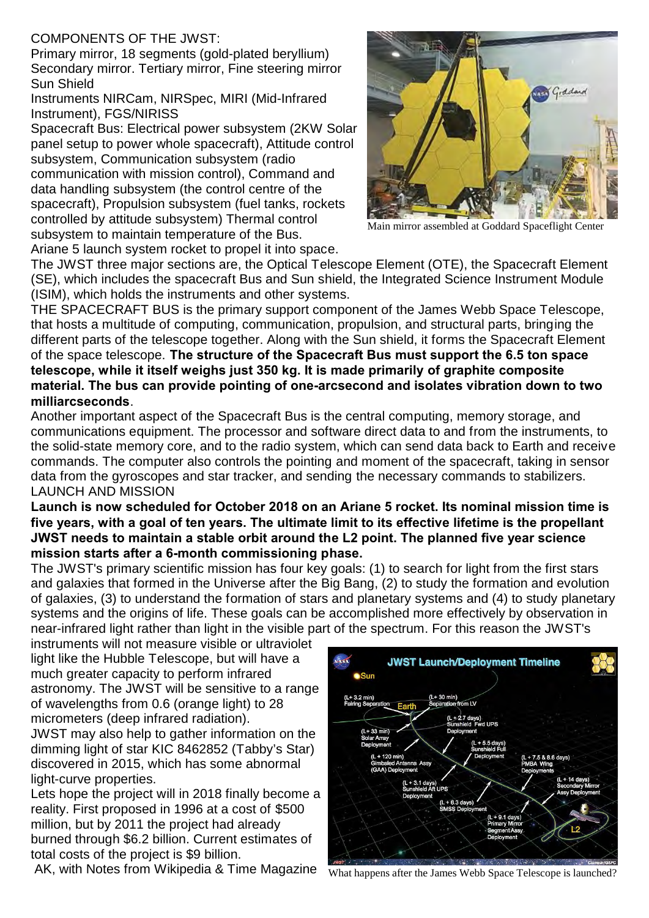COMPONENTS OF THE JWST:

Primary mirror, 18 segments (gold-plated beryllium)
Secondary mirror. Tertiary mirror, Fine steering mirror
Sun Shield
Instruments NIRCam, NIRSpec, MIRI (Mid-Infrared Instrument), FGS/NIRISS
Spacecraft Bus: Electrical power subsystem (2KW Solar panel setup to power whole spacecraft), Attitude control subsystem, Communication subsystem (radio communication with mission control), Command and data handling subsystem (the control centre of the spacecraft), Propulsion subsystem (fuel tanks, rockets controlled by attitude subsystem) Thermal control subsystem to maintain temperature of the Bus.
Ariane 5 launch system rocket to propel it into space.

Main mirror assembled at Goddard Spaceflight Center

The JWST three major sections are, the Optical Telescope Element (OTE), the Spacecraft Element (SE), which includes the spacecraft Bus and Sun shield, the Integrated Science Instrument Module (ISIM), which holds the instruments and other systems.

THE SPACECRAFT BUS is the primary support component of the James Webb Space Telescope, that hosts a multitude of computing, communication, propulsion, and structural parts, bringing the different parts of the telescope together. Along with the Sun shield, it forms the Spacecraft Element of the space telescope. **The structure of the Spacecraft Bus must support the 6.5 ton space telescope, while it itself weighs just 350 kg. It is made primarily of graphite composite material. The bus can provide pointing of one-arcsecond and isolates vibration down to two milliarcseconds**.

Another important aspect of the Spacecraft Bus is the central computing, memory storage, and communications equipment. The processor and software direct data to and from the instruments, to the solid-state memory core, and to the radio system, which can send data back to Earth and receive commands. The computer also controls the pointing and moment of the spacecraft, taking in sensor data from the gyroscopes and star tracker, and sending the necessary commands to stabilizers.

LAUNCH AND MISSION

**Launch is now scheduled for October 2018 on an Ariane 5 rocket. Its nominal mission time is five years, with a goal of ten years. The ultimate limit to its effective lifetime is the propellant JWST needs to maintain a stable orbit around the L2 point. The planned five year science mission starts after a 6-month commissioning phase.**

The JWST's primary scientific mission has four key goals: (1) to search for light from the first stars and galaxies that formed in the Universe after the Big Bang, (2) to study the formation and evolution of galaxies, (3) to understand the formation of stars and planetary systems and (4) to study planetary systems and the origins of life. These goals can be accomplished more effectively by observation in near-infrared light rather than light in the visible part of the spectrum. For this reason the JWST's instruments will not measure visible or ultraviolet light like the Hubble Telescope, but will have a much greater capacity to perform infrared astronomy. The JWST will be sensitive to a range of wavelengths from 0.6 (orange light) to 28 micrometers (deep infrared radiation).

JWST may also help to gather information on the dimming light of star KIC 8462852 (Tabby's Star) discovered in 2015, which has some abnormal light-curve properties.

Lets hope the project will in 2018 finally become a reality. First proposed in 1996 at a cost of $500 million, but by 2011 the project had already burned through $6.2 billion. Current estimates of total costs of the project is $9 billion.

AK, with Notes from Wikipedia & Time Magazine

JWST Launch/Deployment Timeline

Sun
Earth
(L+ 3.2 min) Fairing Separation
(L+ 30 min) Separation from LV
(L+ 33 min) Solar Array Deployment
(L + 2.7 days) Sunshield Fwd UPS Deployment
(L + 120 min) Gimbaled Antenna Assy (GAA) Deployment
(L + 5.5 days) Sunshield Full Deployment
(L + 3.1 days) Sunshield Aft UPS Deployment
(L + 7.5 & 8.6 days) PMBA Wing Deployments
(L + 6.3 days) SMSS Deployment
(L + 14 days) Secondary Mirror Assy Deployment
(L + 9.1 days) Primary Mirror Segment Assy Deployment
L2

What happens after the James Webb Space Telescope is launched?